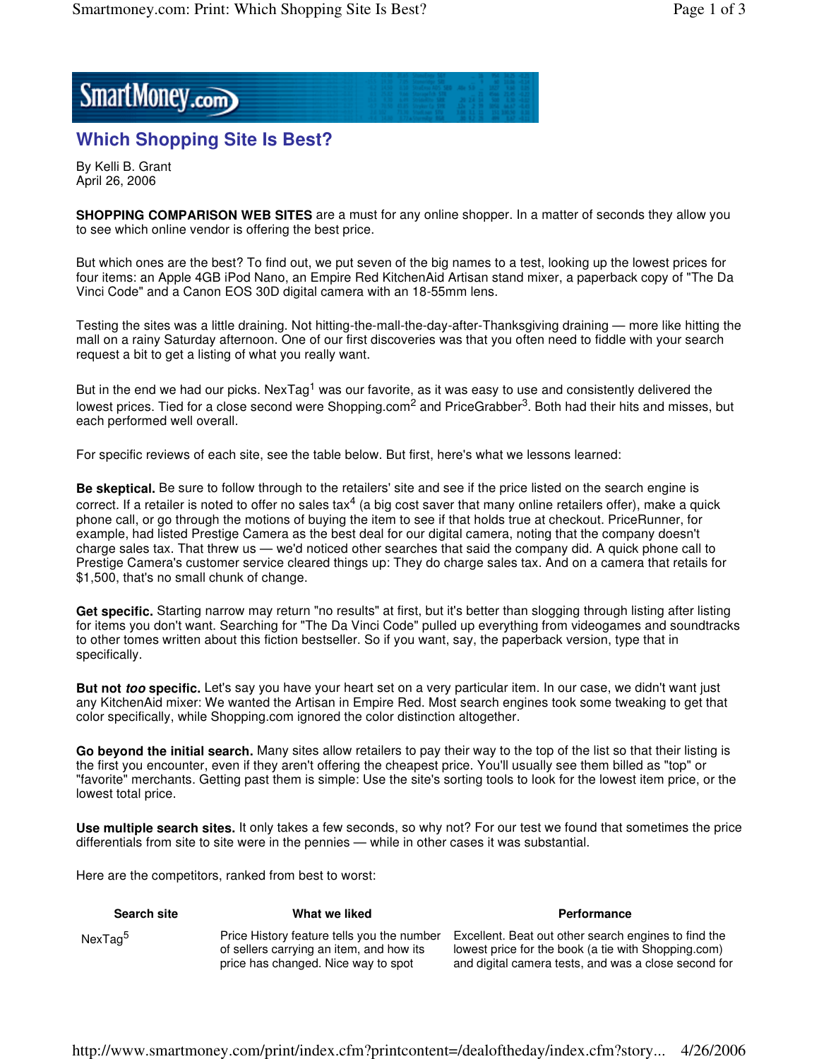# Which Shopping Site Is Best?

By Kelli B. Grant
April 26, 2006

**SHOPPING COMPARISON WEB SITES** are a must for any online shopper. In a matter of seconds they allow you to see which online vendor is offering the best price.

But which ones are the best? To find out, we put seven of the big names to a test, looking up the lowest prices for four items: an Apple 4GB iPod Nano, an Empire Red KitchenAid Artisan stand mixer, a paperback copy of "The Da Vinci Code" and a Canon EOS 30D digital camera with an 18-55mm lens.

Testing the sites was a little draining. Not hitting-the-mall-the-day-after-Thanksgiving draining — more like hitting the mall on a rainy Saturday afternoon. One of our first discoveries was that you often need to fiddle with your search request a bit to get a listing of what you really want.

But in the end we had our picks. NexTag[1] was our favorite, as it was easy to use and consistently delivered the lowest prices. Tied for a close second were Shopping.com[2] and PriceGrabber[3]. Both had their hits and misses, but each performed well overall.

For specific reviews of each site, see the table below. But first, here's what we lessons learned:

**Be skeptical.** Be sure to follow through to the retailers' site and see if the price listed on the search engine is correct. If a retailer is noted to offer no sales tax[4] (a big cost saver that many online retailers offer), make a quick phone call, or go through the motions of buying the item to see if that holds true at checkout. PriceRunner, for example, had listed Prestige Camera as the best deal for our digital camera, noting that the company doesn't charge sales tax. That threw us — we'd noticed other searches that said the company did. A quick phone call to Prestige Camera's customer service cleared things up: They do charge sales tax. And on a camera that retails for $1,500, that's no small chunk of change.

**Get specific.** Starting narrow may return "no results" at first, but it's better than slogging through listing after listing for items you don't want. Searching for "The Da Vinci Code" pulled up everything from videogames and soundtracks to other tomes written about this fiction bestseller. So if you want, say, the paperback version, type that in specifically.

**But not *too* specific.** Let's say you have your heart set on a very particular item. In our case, we didn't want just any KitchenAid mixer: We wanted the Artisan in Empire Red. Most search engines took some tweaking to get that color specifically, while Shopping.com ignored the color distinction altogether.

**Go beyond the initial search.** Many sites allow retailers to pay their way to the top of the list so that their listing is the first you encounter, even if they aren't offering the cheapest price. You'll usually see them billed as "top" or "favorite" merchants. Getting past them is simple: Use the site's sorting tools to look for the lowest item price, or the lowest total price.

**Use multiple search sites.** It only takes a few seconds, so why not? For our test we found that sometimes the price differentials from site to site were in the pennies — while in other cases it was substantial.

Here are the competitors, ranked from best to worst:

| Search site | What we liked | Performance |
|---|---|---|
| NexTag[5] | Price History feature tells you the number of sellers carrying an item, and how its price has changed. Nice way to spot | Excellent. Beat out other search engines to find the lowest price for the book (a tie with Shopping.com) and digital camera tests, and was a close second for |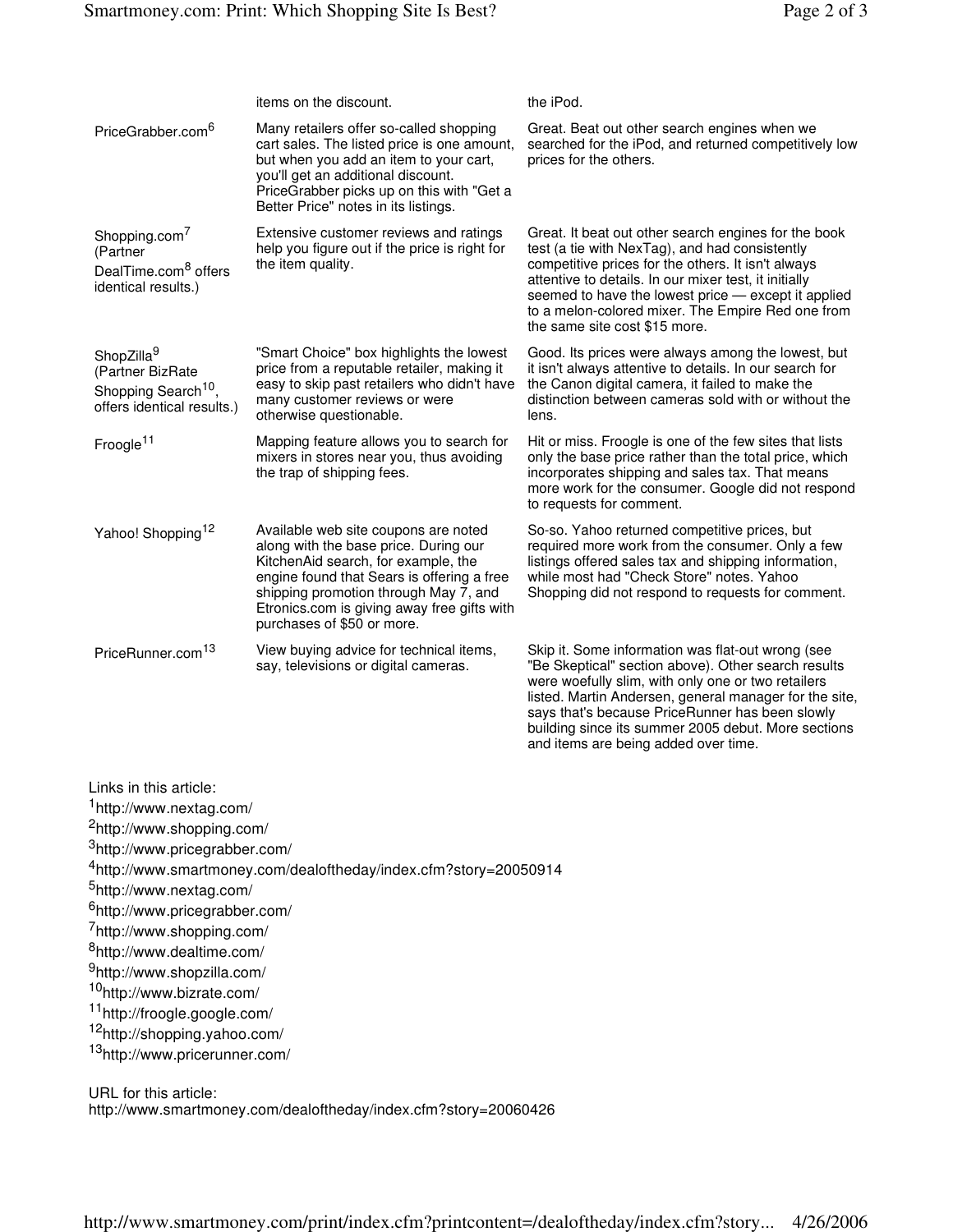| | | |
|---|---|---|
| | items on the discount. | the iPod. |
| PriceGrabber.com[6] | Many retailers offer so-called shopping cart sales. The listed price is one amount, but when you add an item to your cart, you'll get an additional discount. PriceGrabber picks up on this with "Get a Better Price" notes in its listings. | Great. Beat out other search engines when we searched for the iPod, and returned competitively low prices for the others. |
| Shopping.com[7] (Partner DealTime.com[8] offers identical results.) | Extensive customer reviews and ratings help you figure out if the price is right for the item quality. | Great. It beat out other search engines for the book test (a tie with NexTag), and had consistently competitive prices for the others. It isn't always attentive to details. In our mixer test, it initially seemed to have the lowest price — except it applied to a melon-colored mixer. The Empire Red one from the same site cost $15 more. |
| ShopZilla[9] (Partner BizRate Shopping Search[10], offers identical results.) | "Smart Choice" box highlights the lowest price from a reputable retailer, making it easy to skip past retailers who didn't have many customer reviews or were otherwise questionable. | Good. Its prices were always among the lowest, but it isn't always attentive to details. In our search for the Canon digital camera, it failed to make the distinction between cameras sold with or without the lens. |
| Froogle[11] | Mapping feature allows you to search for mixers in stores near you, thus avoiding the trap of shipping fees. | Hit or miss. Froogle is one of the few sites that lists only the base price rather than the total price, which incorporates shipping and sales tax. That means more work for the consumer. Google did not respond to requests for comment. |
| Yahoo! Shopping[12] | Available web site coupons are noted along with the base price. During our KitchenAid search, for example, the engine found that Sears is offering a free shipping promotion through May 7, and Etronics.com is giving away free gifts with purchases of $50 or more. | So-so. Yahoo returned competitive prices, but required more work from the consumer. Only a few listings offered sales tax and shipping information, while most had "Check Store" notes. Yahoo Shopping did not respond to requests for comment. |
| PriceRunner.com[13] | View buying advice for technical items, say, televisions or digital cameras. | Skip it. Some information was flat-out wrong (see "Be Skeptical" section above). Other search results were woefully slim, with only one or two retailers listed. Martin Andersen, general manager for the site, says that's because PriceRunner has been slowly building since its summer 2005 debut. More sections and items are being added over time. |

Links in this article:
[1]http://www.nextag.com/
[2]http://www.shopping.com/
[3]http://www.pricegrabber.com/
[4]http://www.smartmoney.com/dealoftheday/index.cfm?story=20050914
[5]http://www.nextag.com/
[6]http://www.pricegrabber.com/
[7]http://www.shopping.com/
[8]http://www.dealtime.com/
[9]http://www.shopzilla.com/
[10]http://www.bizrate.com/
[11]http://froogle.google.com/
[12]http://shopping.yahoo.com/
[13]http://www.pricerunner.com/

URL for this article:
http://www.smartmoney.com/dealoftheday/index.cfm?story=20060426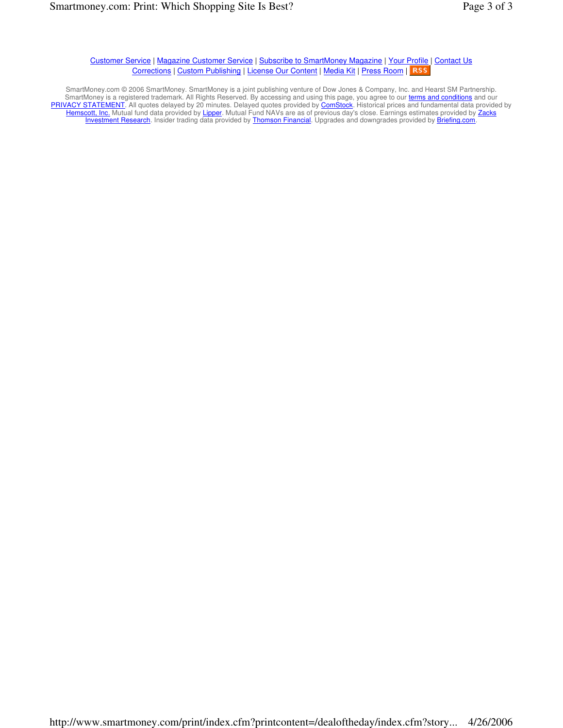Customer Service | Magazine Customer Service | Subscribe to SmartMoney Magazine | Your Profile | Contact Us
Corrections | Custom Publishing | License Our Content | Media Kit | Press Room | RSS

SmartMoney.com © 2006 SmartMoney. SmartMoney is a joint publishing venture of Dow Jones & Company, Inc. and Hearst SM Partnership. SmartMoney is a registered trademark. All Rights Reserved. By accessing and using this page, you agree to our terms and conditions and our PRIVACY STATEMENT. All quotes delayed by 20 minutes. Delayed quotes provided by ComStock. Historical prices and fundamental data provided by Hemscott, Inc. Mutual fund data provided by Lipper. Mutual Fund NAVs are as of previous day's close. Earnings estimates provided by Zacks Investment Research. Insider trading data provided by Thomson Financial. Upgrades and downgrades provided by Briefing.com.